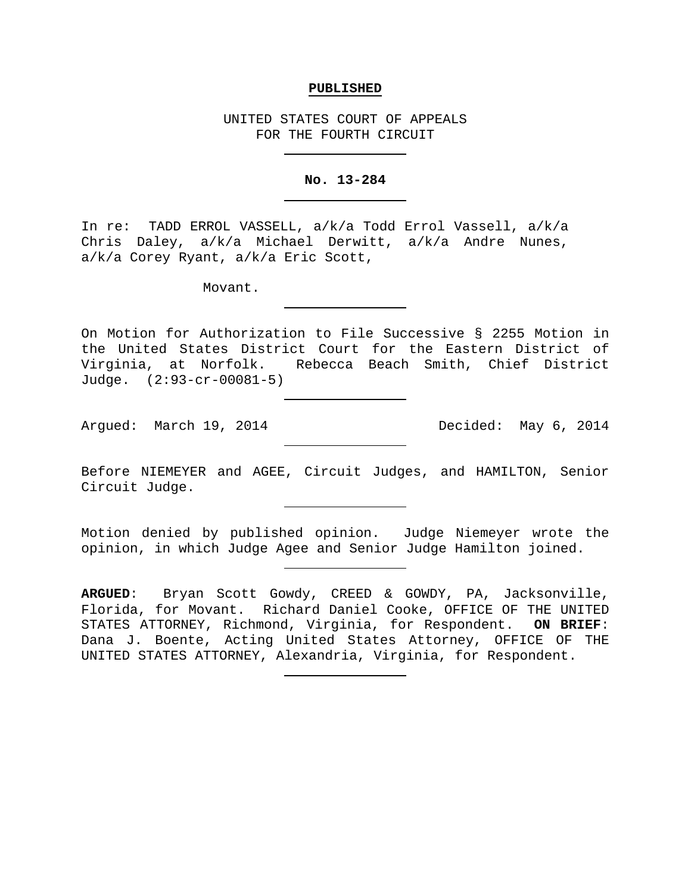**PUBLISHED**

UNITED STATES COURT OF APPEALS
FOR THE FOURTH CIRCUIT

---

**No. 13-284**

---

In re: TADD ERROL VASSELL, a/k/a Todd Errol Vassell, a/k/a Chris Daley, a/k/a Michael Derwitt, a/k/a Andre Nunes, a/k/a Corey Ryant, a/k/a Eric Scott,

Movant.

---

On Motion for Authorization to File Successive § 2255 Motion in the United States District Court for the Eastern District of Virginia, at Norfolk. Rebecca Beach Smith, Chief District Judge. (2:93-cr-00081-5)

---

Argued: March 19, 2014 Decided: May 6, 2014

---

Before NIEMEYER and AGEE, Circuit Judges, and HAMILTON, Senior Circuit Judge.

---

Motion denied by published opinion. Judge Niemeyer wrote the opinion, in which Judge Agee and Senior Judge Hamilton joined.

---

**ARGUED**: Bryan Scott Gowdy, CREED & GOWDY, PA, Jacksonville, Florida, for Movant. Richard Daniel Cooke, OFFICE OF THE UNITED STATES ATTORNEY, Richmond, Virginia, for Respondent. **ON BRIEF**: Dana J. Boente, Acting United States Attorney, OFFICE OF THE UNITED STATES ATTORNEY, Alexandria, Virginia, for Respondent.

---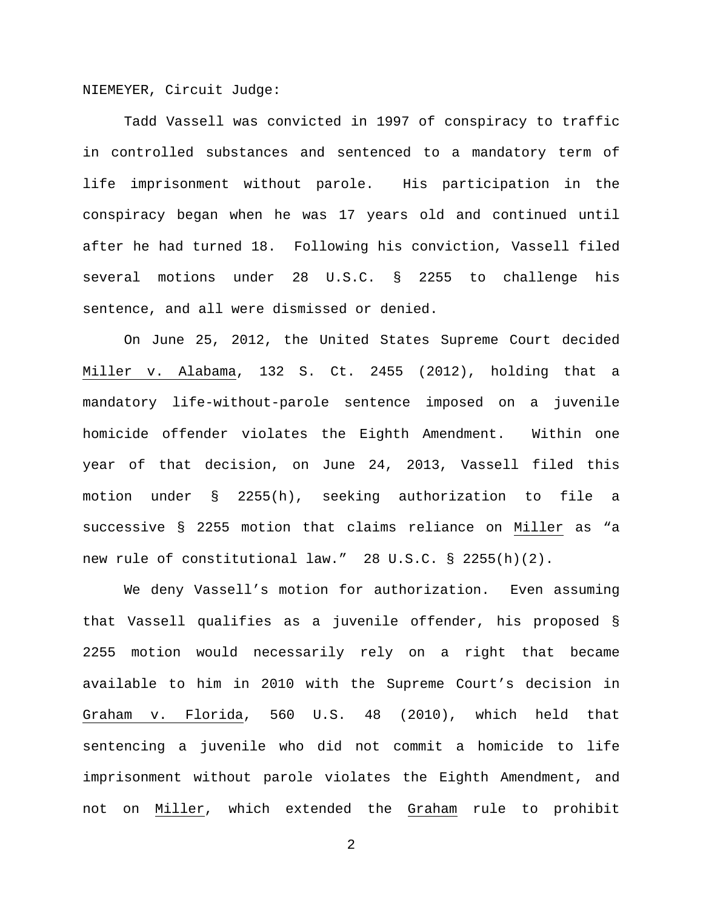NIEMEYER, Circuit Judge:

Tadd Vassell was convicted in 1997 of conspiracy to traffic in controlled substances and sentenced to a mandatory term of life imprisonment without parole. His participation in the conspiracy began when he was 17 years old and continued until after he had turned 18. Following his conviction, Vassell filed several motions under 28 U.S.C. § 2255 to challenge his sentence, and all were dismissed or denied.

On June 25, 2012, the United States Supreme Court decided Miller v. Alabama, 132 S. Ct. 2455 (2012), holding that a mandatory life-without-parole sentence imposed on a juvenile homicide offender violates the Eighth Amendment. Within one year of that decision, on June 24, 2013, Vassell filed this motion under § 2255(h), seeking authorization to file a successive § 2255 motion that claims reliance on Miller as "a new rule of constitutional law." 28 U.S.C. § 2255(h)(2).

We deny Vassell's motion for authorization. Even assuming that Vassell qualifies as a juvenile offender, his proposed § 2255 motion would necessarily rely on a right that became available to him in 2010 with the Supreme Court's decision in Graham v. Florida, 560 U.S. 48 (2010), which held that sentencing a juvenile who did not commit a homicide to life imprisonment without parole violates the Eighth Amendment, and not on Miller, which extended the Graham rule to prohibit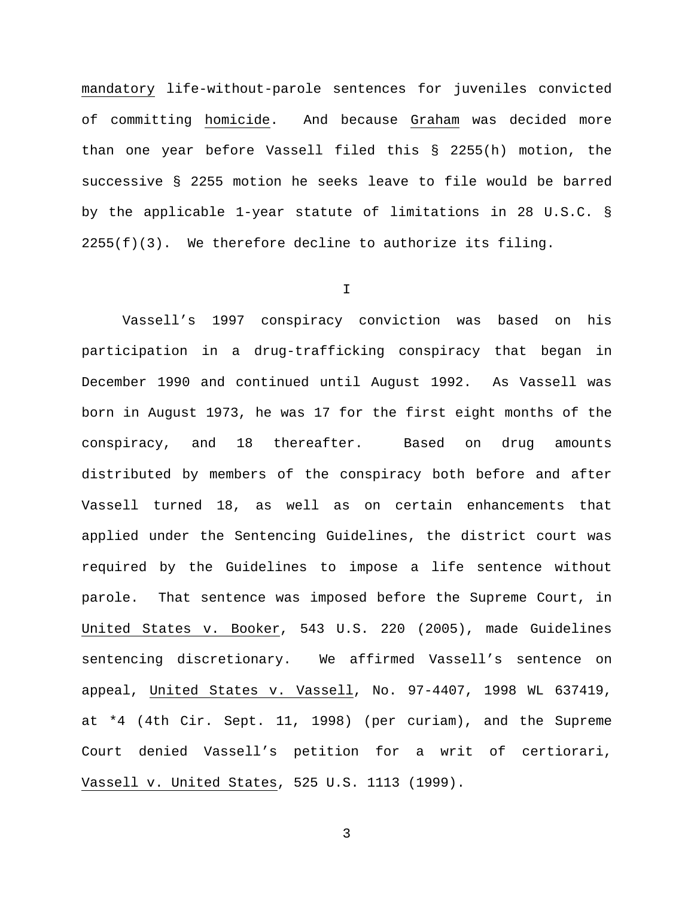mandatory life-without-parole sentences for juveniles convicted of committing homicide. And because Graham was decided more than one year before Vassell filed this § 2255(h) motion, the successive § 2255 motion he seeks leave to file would be barred by the applicable 1-year statute of limitations in 28 U.S.C. § 2255(f)(3). We therefore decline to authorize its filing.

## I

Vassell's 1997 conspiracy conviction was based on his participation in a drug-trafficking conspiracy that began in December 1990 and continued until August 1992. As Vassell was born in August 1973, he was 17 for the first eight months of the conspiracy, and 18 thereafter. Based on drug amounts distributed by members of the conspiracy both before and after Vassell turned 18, as well as on certain enhancements that applied under the Sentencing Guidelines, the district court was required by the Guidelines to impose a life sentence without parole. That sentence was imposed before the Supreme Court, in United States v. Booker, 543 U.S. 220 (2005), made Guidelines sentencing discretionary. We affirmed Vassell's sentence on appeal, United States v. Vassell, No. 97-4407, 1998 WL 637419, at *4 (4th Cir. Sept. 11, 1998) (per curiam), and the Supreme Court denied Vassell's petition for a writ of certiorari, Vassell v. United States, 525 U.S. 1113 (1999).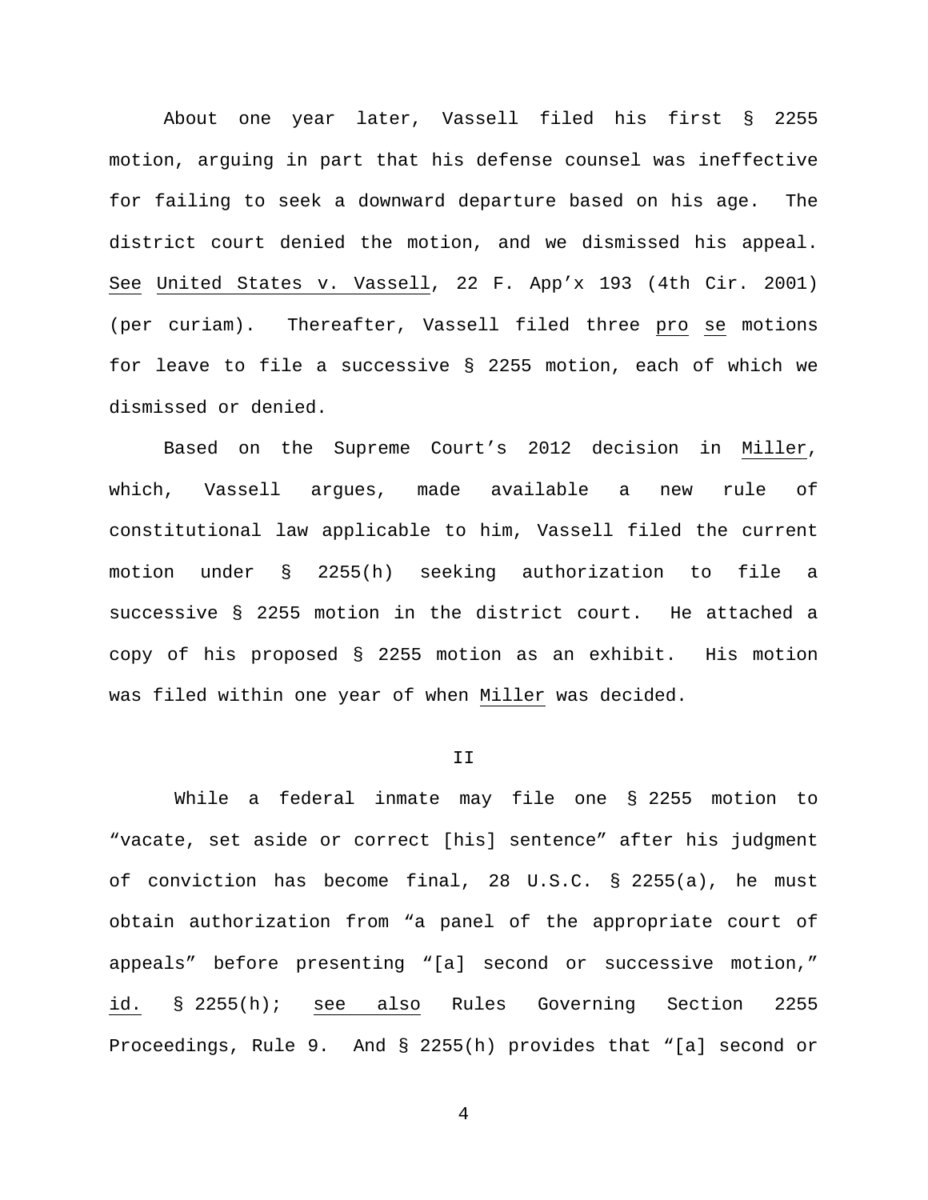About one year later, Vassell filed his first § 2255 motion, arguing in part that his defense counsel was ineffective for failing to seek a downward departure based on his age. The district court denied the motion, and we dismissed his appeal. *See* *United States v. Vassell*, 22 F. App'x 193 (4th Cir. 2001) (per curiam). Thereafter, Vassell filed three *pro se* motions for leave to file a successive § 2255 motion, each of which we dismissed or denied.

Based on the Supreme Court's 2012 decision in *Miller*, which, Vassell argues, made available a new rule of constitutional law applicable to him, Vassell filed the current motion under § 2255(h) seeking authorization to file a successive § 2255 motion in the district court. He attached a copy of his proposed § 2255 motion as an exhibit. His motion was filed within one year of when *Miller* was decided.

## II

While a federal inmate may file one § 2255 motion to "vacate, set aside or correct [his] sentence" after his judgment of conviction has become final, 28 U.S.C. § 2255(a), he must obtain authorization from "a panel of the appropriate court of appeals" before presenting "[a] second or successive motion," *id.* § 2255(h); *see also* Rules Governing Section 2255 Proceedings, Rule 9. And § 2255(h) provides that "[a] second or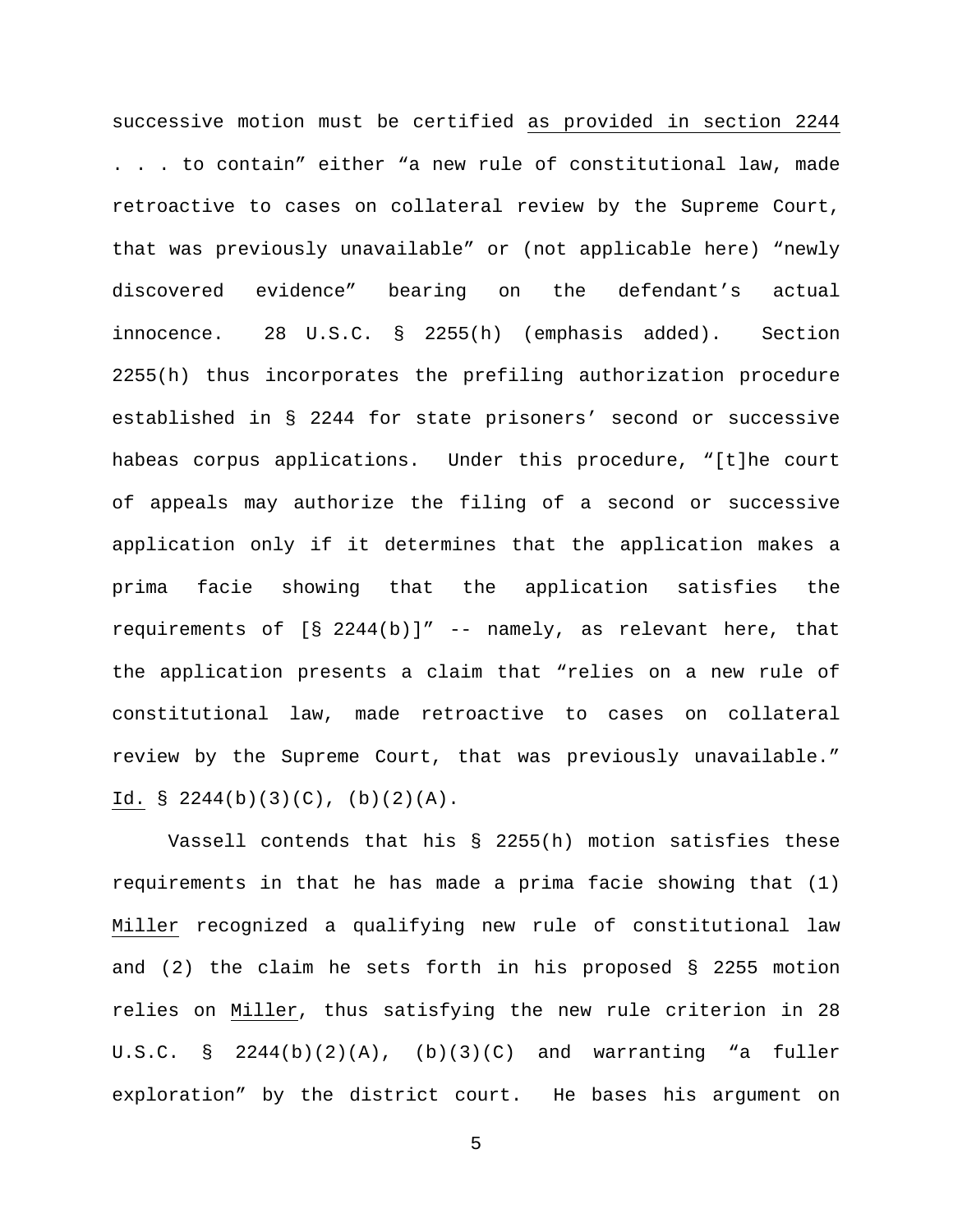successive motion must be certified <u>as provided in section 2244</u> . . . to contain" either "a new rule of constitutional law, made retroactive to cases on collateral review by the Supreme Court, that was previously unavailable" or (not applicable here) "newly discovered evidence" bearing on the defendant's actual innocence. 28 U.S.C. § 2255(h) (emphasis added). Section 2255(h) thus incorporates the prefiling authorization procedure established in § 2244 for state prisoners' second or successive habeas corpus applications. Under this procedure, "[t]he court of appeals may authorize the filing of a second or successive application only if it determines that the application makes a prima facie showing that the application satisfies the requirements of [§ 2244(b)]" -- namely, as relevant here, that the application presents a claim that "relies on a new rule of constitutional law, made retroactive to cases on collateral review by the Supreme Court, that was previously unavailable." <u>Id.</u> § 2244(b)(3)(C), (b)(2)(A).

Vassell contends that his § 2255(h) motion satisfies these requirements in that he has made a prima facie showing that (1) <u>Miller</u> recognized a qualifying new rule of constitutional law and (2) the claim he sets forth in his proposed § 2255 motion relies on <u>Miller</u>, thus satisfying the new rule criterion in 28 U.S.C. § 2244(b)(2)(A), (b)(3)(C) and warranting "a fuller exploration" by the district court. He bases his argument on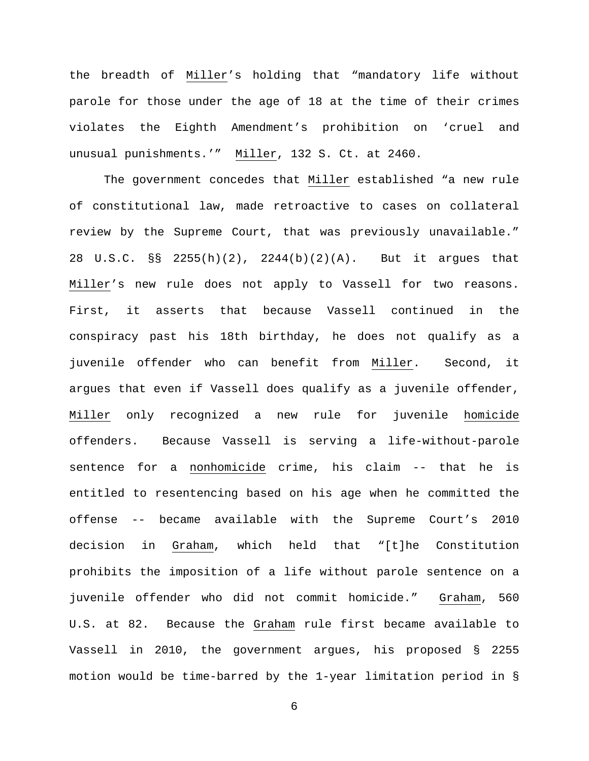the breadth of Miller's holding that "mandatory life without parole for those under the age of 18 at the time of their crimes violates the Eighth Amendment's prohibition on 'cruel and unusual punishments.'" Miller, 132 S. Ct. at 2460.

The government concedes that Miller established "a new rule of constitutional law, made retroactive to cases on collateral review by the Supreme Court, that was previously unavailable." 28 U.S.C. §§ 2255(h)(2), 2244(b)(2)(A). But it argues that Miller's new rule does not apply to Vassell for two reasons. First, it asserts that because Vassell continued in the conspiracy past his 18th birthday, he does not qualify as a juvenile offender who can benefit from Miller. Second, it argues that even if Vassell does qualify as a juvenile offender, Miller only recognized a new rule for juvenile homicide offenders. Because Vassell is serving a life-without-parole sentence for a nonhomicide crime, his claim -- that he is entitled to resentencing based on his age when he committed the offense -- became available with the Supreme Court's 2010 decision in Graham, which held that "[t]he Constitution prohibits the imposition of a life without parole sentence on a juvenile offender who did not commit homicide." Graham, 560 U.S. at 82. Because the Graham rule first became available to Vassell in 2010, the government argues, his proposed § 2255 motion would be time-barred by the 1-year limitation period in §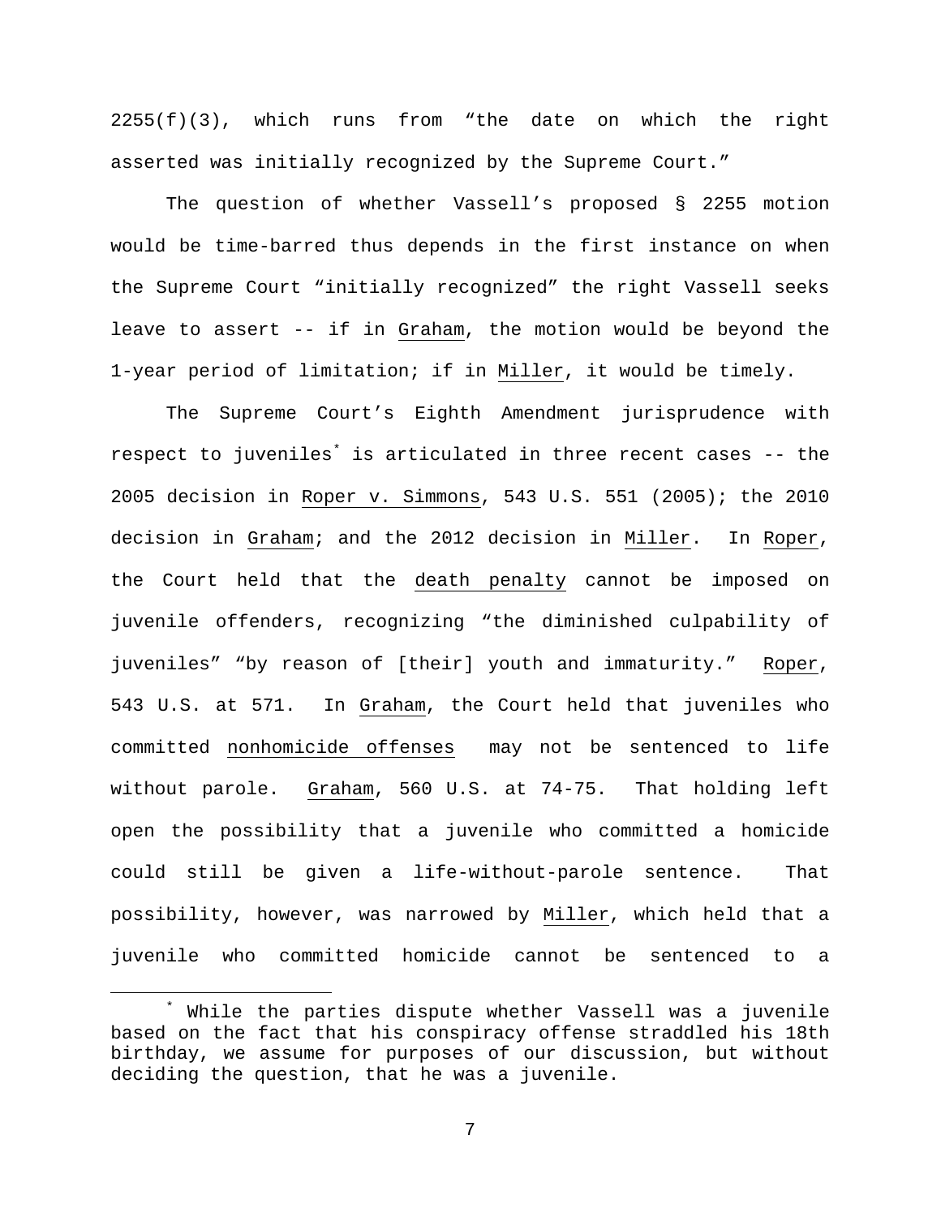2255(f)(3), which runs from "the date on which the right asserted was initially recognized by the Supreme Court."

The question of whether Vassell's proposed § 2255 motion would be time-barred thus depends in the first instance on when the Supreme Court "initially recognized" the right Vassell seeks leave to assert -- if in _Graham_, the motion would be beyond the 1-year period of limitation; if in _Miller_, it would be timely.

The Supreme Court's Eighth Amendment jurisprudence with respect to juveniles[*] is articulated in three recent cases -- the 2005 decision in _Roper v. Simmons_, 543 U.S. 551 (2005); the 2010 decision in _Graham_; and the 2012 decision in _Miller_. In _Roper_, the Court held that the _death penalty_ cannot be imposed on juvenile offenders, recognizing "the diminished culpability of juveniles" "by reason of [their] youth and immaturity." _Roper_, 543 U.S. at 571. In _Graham_, the Court held that juveniles who committed _nonhomicide offenses_ may not be sentenced to life without parole. _Graham_, 560 U.S. at 74-75. That holding left open the possibility that a juvenile who committed a homicide could still be given a life-without-parole sentence. That possibility, however, was narrowed by _Miller_, which held that a juvenile who committed homicide cannot be sentenced to a

[*] While the parties dispute whether Vassell was a juvenile based on the fact that his conspiracy offense straddled his 18th birthday, we assume for purposes of our discussion, but without deciding the question, that he was a juvenile.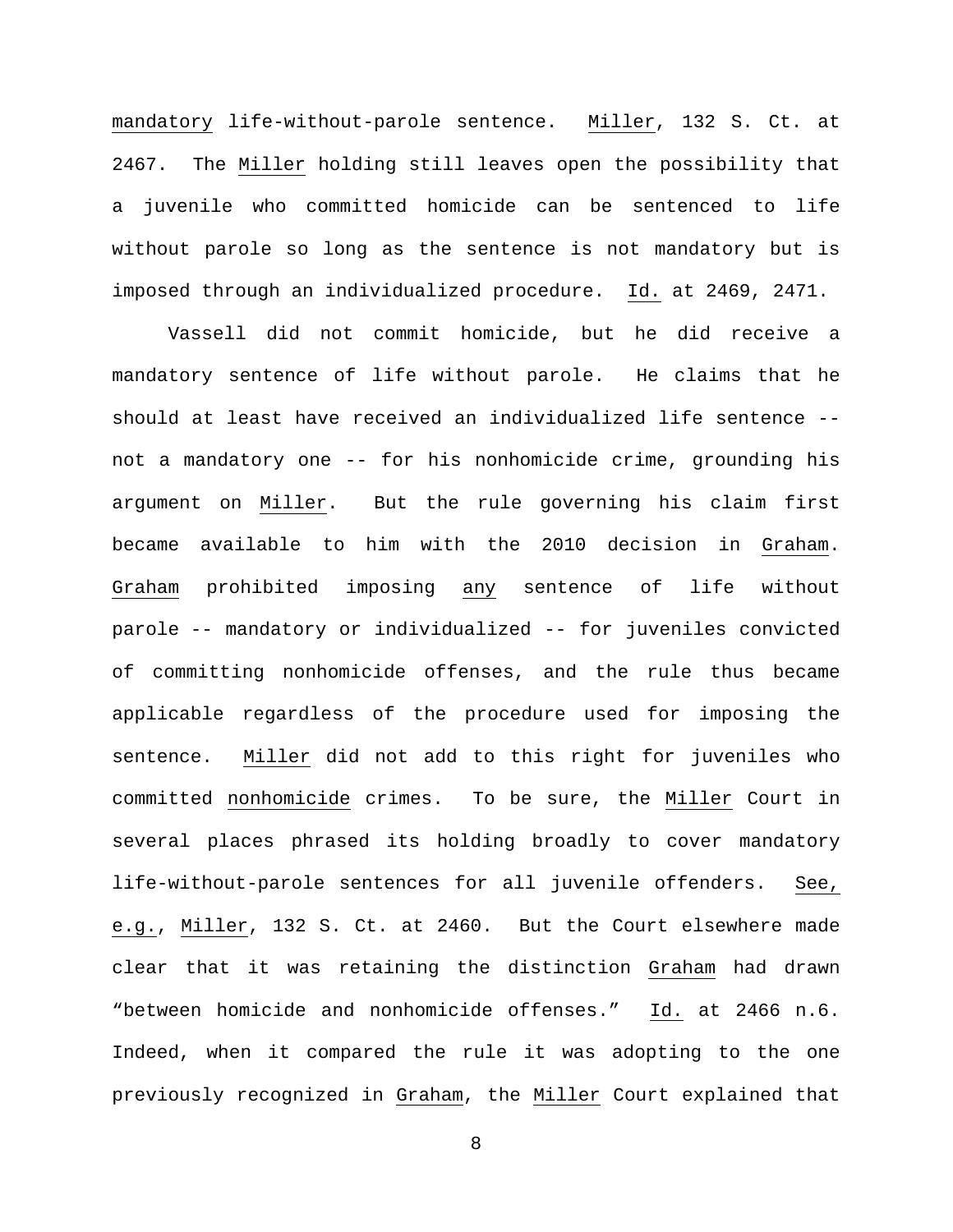mandatory life-without-parole sentence. Miller, 132 S. Ct. at 2467. The Miller holding still leaves open the possibility that a juvenile who committed homicide can be sentenced to life without parole so long as the sentence is not mandatory but is imposed through an individualized procedure. Id. at 2469, 2471.

Vassell did not commit homicide, but he did receive a mandatory sentence of life without parole. He claims that he should at least have received an individualized life sentence -- not a mandatory one -- for his nonhomicide crime, grounding his argument on Miller. But the rule governing his claim first became available to him with the 2010 decision in Graham. Graham prohibited imposing any sentence of life without parole -- mandatory or individualized -- for juveniles convicted of committing nonhomicide offenses, and the rule thus became applicable regardless of the procedure used for imposing the sentence. Miller did not add to this right for juveniles who committed nonhomicide crimes. To be sure, the Miller Court in several places phrased its holding broadly to cover mandatory life-without-parole sentences for all juvenile offenders. See, e.g., Miller, 132 S. Ct. at 2460. But the Court elsewhere made clear that it was retaining the distinction Graham had drawn "between homicide and nonhomicide offenses." Id. at 2466 n.6. Indeed, when it compared the rule it was adopting to the one previously recognized in Graham, the Miller Court explained that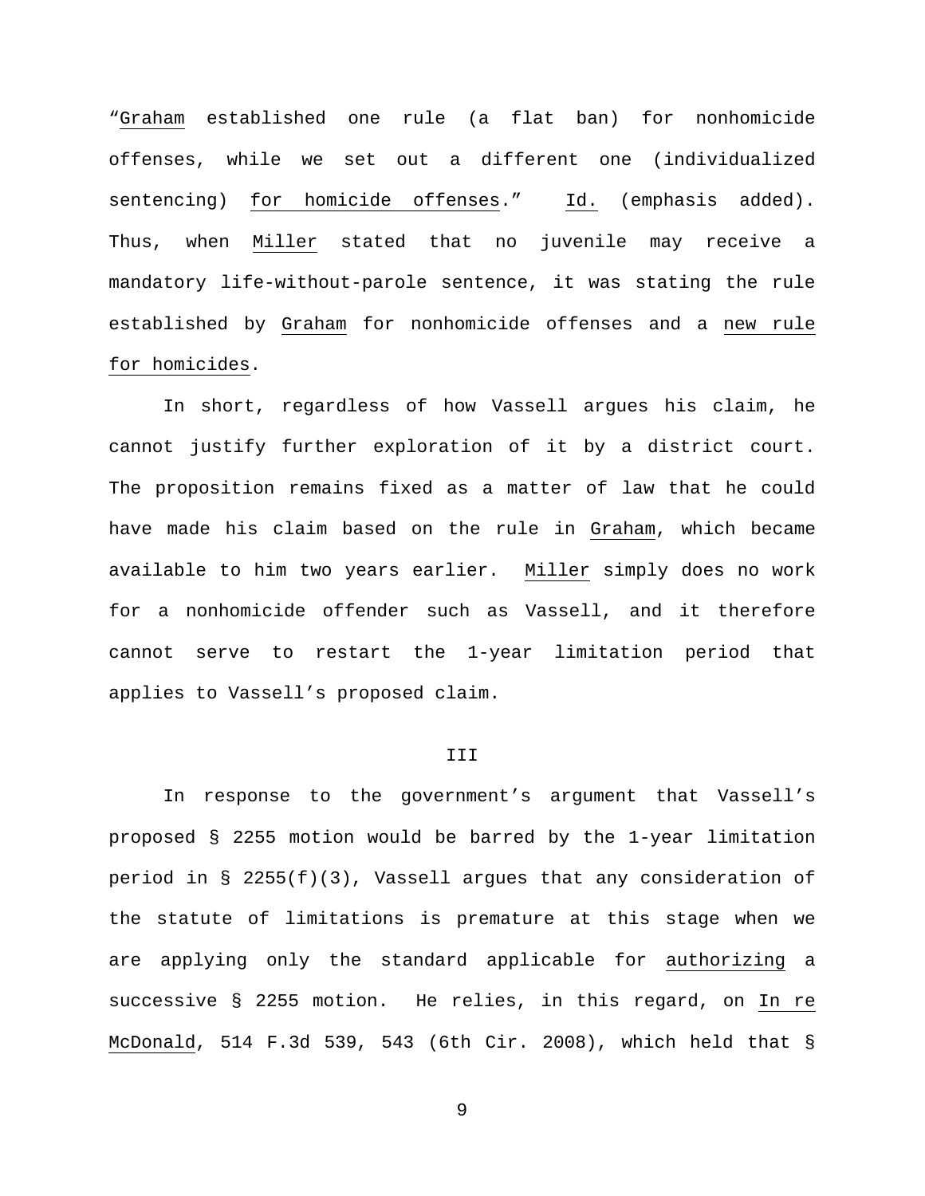"Graham established one rule (a flat ban) for nonhomicide offenses, while we set out a different one (individualized sentencing) for homicide offenses." Id. (emphasis added). Thus, when Miller stated that no juvenile may receive a mandatory life-without-parole sentence, it was stating the rule established by Graham for nonhomicide offenses and a new rule for homicides.

In short, regardless of how Vassell argues his claim, he cannot justify further exploration of it by a district court. The proposition remains fixed as a matter of law that he could have made his claim based on the rule in Graham, which became available to him two years earlier. Miller simply does no work for a nonhomicide offender such as Vassell, and it therefore cannot serve to restart the 1-year limitation period that applies to Vassell's proposed claim.

## III

In response to the government's argument that Vassell's proposed § 2255 motion would be barred by the 1-year limitation period in § 2255(f)(3), Vassell argues that any consideration of the statute of limitations is premature at this stage when we are applying only the standard applicable for authorizing a successive § 2255 motion. He relies, in this regard, on In re McDonald, 514 F.3d 539, 543 (6th Cir. 2008), which held that §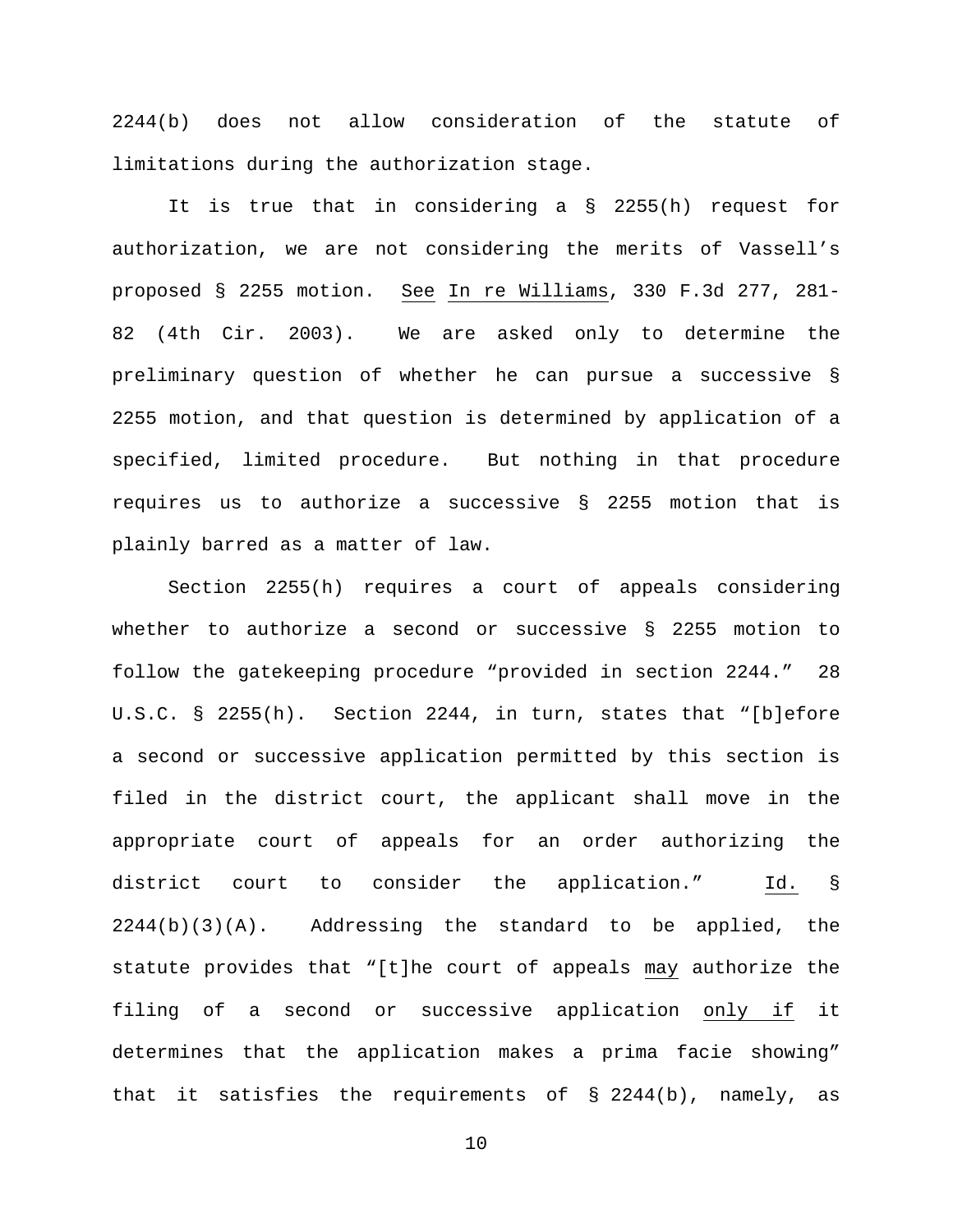2244(b) does not allow consideration of the statute of limitations during the authorization stage.

It is true that in considering a § 2255(h) request for authorization, we are not considering the merits of Vassell's proposed § 2255 motion. See In re Williams, 330 F.3d 277, 281-82 (4th Cir. 2003). We are asked only to determine the preliminary question of whether he can pursue a successive § 2255 motion, and that question is determined by application of a specified, limited procedure. But nothing in that procedure requires us to authorize a successive § 2255 motion that is plainly barred as a matter of law.

Section 2255(h) requires a court of appeals considering whether to authorize a second or successive § 2255 motion to follow the gatekeeping procedure "provided in section 2244." 28 U.S.C. § 2255(h). Section 2244, in turn, states that "[b]efore a second or successive application permitted by this section is filed in the district court, the applicant shall move in the appropriate court of appeals for an order authorizing the district court to consider the application." Id. § 2244(b)(3)(A). Addressing the standard to be applied, the statute provides that "[t]he court of appeals may authorize the filing of a second or successive application only if it determines that the application makes a prima facie showing" that it satisfies the requirements of § 2244(b), namely, as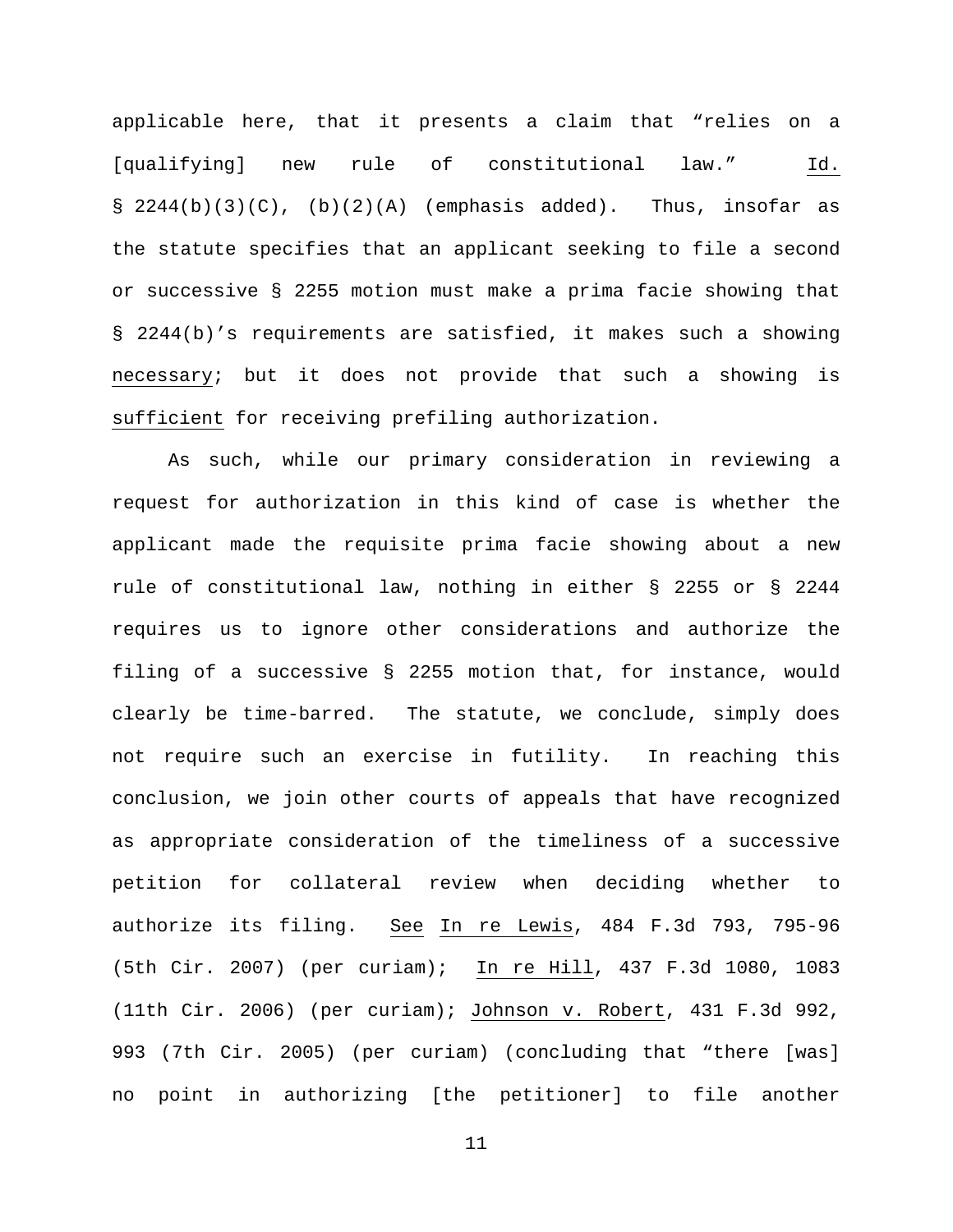applicable here, that it presents a claim that "relies on a [qualifying] new rule of constitutional law." Id. § 2244(b)(3)(C), (b)(2)(A) (emphasis added). Thus, insofar as the statute specifies that an applicant seeking to file a second or successive § 2255 motion must make a prima facie showing that § 2244(b)'s requirements are satisfied, it makes such a showing necessary; but it does not provide that such a showing is sufficient for receiving prefiling authorization.

As such, while our primary consideration in reviewing a request for authorization in this kind of case is whether the applicant made the requisite prima facie showing about a new rule of constitutional law, nothing in either § 2255 or § 2244 requires us to ignore other considerations and authorize the filing of a successive § 2255 motion that, for instance, would clearly be time-barred. The statute, we conclude, simply does not require such an exercise in futility. In reaching this conclusion, we join other courts of appeals that have recognized as appropriate consideration of the timeliness of a successive petition for collateral review when deciding whether to authorize its filing. See In re Lewis, 484 F.3d 793, 795-96 (5th Cir. 2007) (per curiam); In re Hill, 437 F.3d 1080, 1083 (11th Cir. 2006) (per curiam); Johnson v. Robert, 431 F.3d 992, 993 (7th Cir. 2005) (per curiam) (concluding that "there [was] no point in authorizing [the petitioner] to file another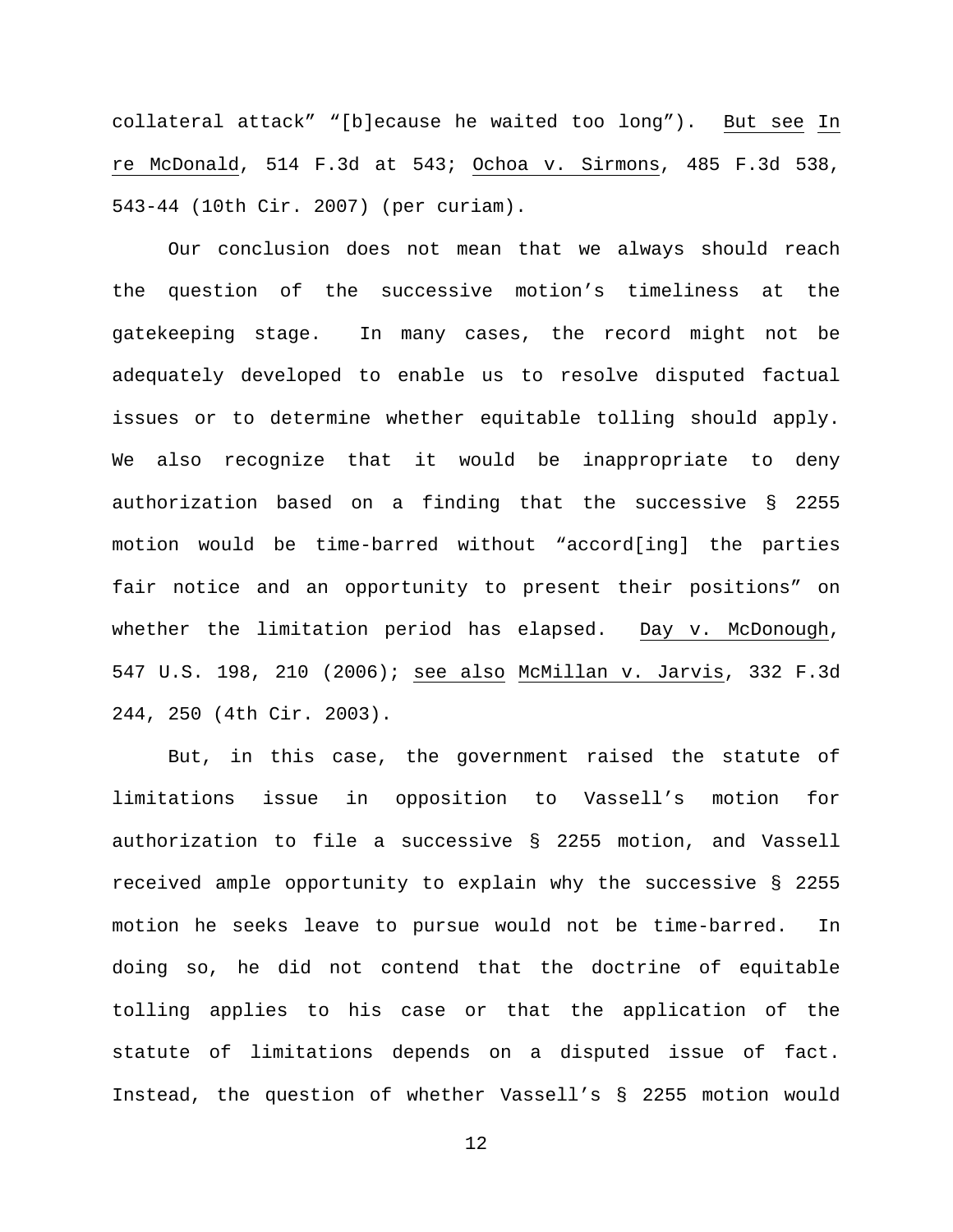collateral attack" "[b]ecause he waited too long"). But see In re McDonald, 514 F.3d at 543; Ochoa v. Sirmons, 485 F.3d 538, 543-44 (10th Cir. 2007) (per curiam).

Our conclusion does not mean that we always should reach the question of the successive motion's timeliness at the gatekeeping stage. In many cases, the record might not be adequately developed to enable us to resolve disputed factual issues or to determine whether equitable tolling should apply. We also recognize that it would be inappropriate to deny authorization based on a finding that the successive § 2255 motion would be time-barred without "accord[ing] the parties fair notice and an opportunity to present their positions" on whether the limitation period has elapsed. Day v. McDonough, 547 U.S. 198, 210 (2006); see also McMillan v. Jarvis, 332 F.3d 244, 250 (4th Cir. 2003).

But, in this case, the government raised the statute of limitations issue in opposition to Vassell's motion for authorization to file a successive § 2255 motion, and Vassell received ample opportunity to explain why the successive § 2255 motion he seeks leave to pursue would not be time-barred. In doing so, he did not contend that the doctrine of equitable tolling applies to his case or that the application of the statute of limitations depends on a disputed issue of fact. Instead, the question of whether Vassell's § 2255 motion would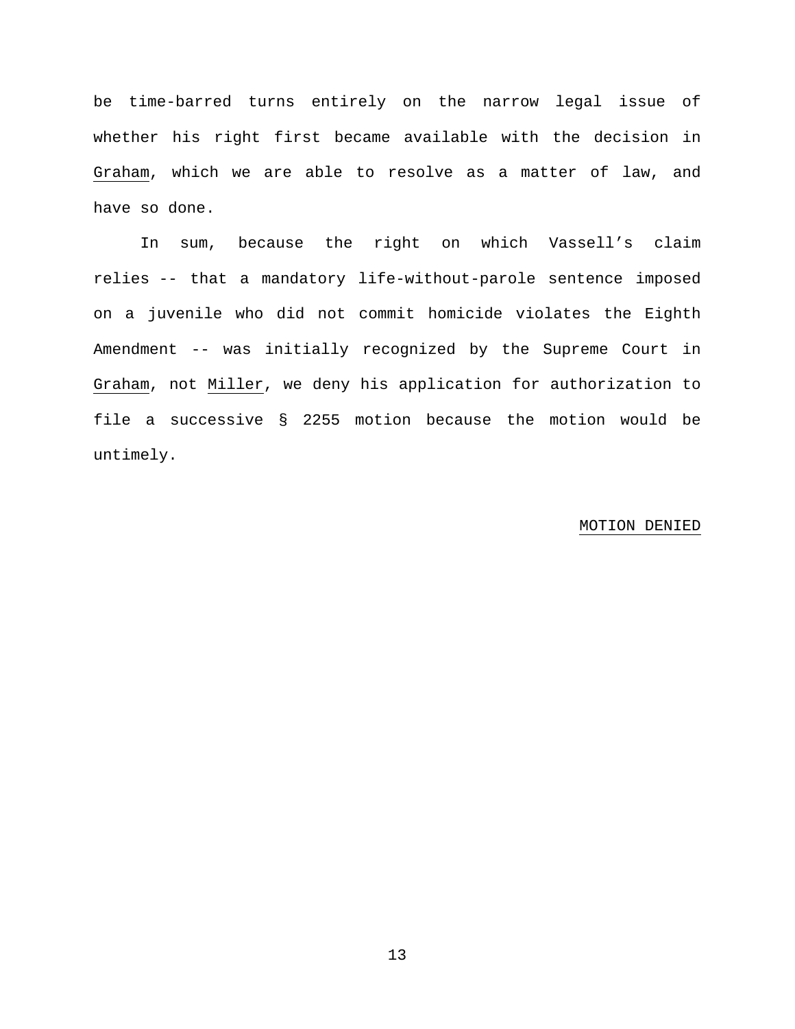be time-barred turns entirely on the narrow legal issue of whether his right first became available with the decision in Graham, which we are able to resolve as a matter of law, and have so done.

In sum, because the right on which Vassell's claim relies -- that a mandatory life-without-parole sentence imposed on a juvenile who did not commit homicide violates the Eighth Amendment -- was initially recognized by the Supreme Court in Graham, not Miller, we deny his application for authorization to file a successive § 2255 motion because the motion would be untimely.

MOTION DENIED